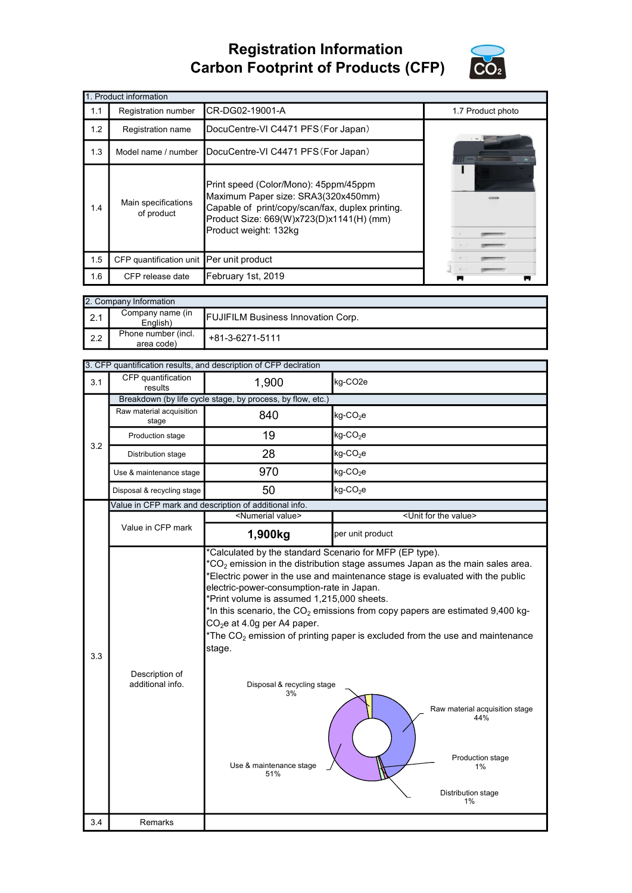# Registration Information
# Carbon Footprint of Products (CFP)

| 1. Product information | | | |
|---|---|---|---|
| 1.1 | Registration number | CR-DG02-19001-A | 1.7 Product photo |
| 1.2 | Registration name | DocuCentre-VI C4471 PFS（For Japan） | |
| 1.3 | Model name / number | DocuCentre-VI C4471 PFS（For Japan） | |
| 1.4 | Main specifications of product | Print speed (Color/Mono): 45ppm/45ppm<br>Maximum Paper size: SRA3(320x450mm)<br>Capable of print/copy/scan/fax, duplex printing.<br>Product Size: 669(W)x723(D)x1141(H) (mm)<br>Product weight: 132kg | |
| 1.5 | CFP quantification unit | Per unit product | |
| 1.6 | CFP release date | February 1st, 2019 | |

| 2. Company Information | | |
|---|---|---|
| 2.1 | Company name (in English) | FUJIFILM Business Innovation Corp. |
| 2.2 | Phone number (incl. area code) | +81-3-6271-5111 |

| 3. CFP quantification results, and description of CFP declration | | | |
|---|---|---|---|
| 3.1 | CFP quantification results | 1,900 | kg-CO2e |
| 3.2 | Breakdown (by life cycle stage, by process, by flow, etc.) | | |
| | Raw material acquisition stage | 840 | kg-$CO_2$e |
| | Production stage | 19 | kg-$CO_2$e |
| | Distribution stage | 28 | kg-$CO_2$e |
| | Use & maintenance stage | 970 | kg-$CO_2$e |
| | Disposal & recycling stage | 50 | kg-$CO_2$e |
| 3.3 | Value in CFP mark and description of additional info. | | |
| | Value in CFP mark | <Numerial value><br>**1,900kg** | <Unit for the value><br>per unit product |
| | Description of additional info. | *Calculated by the standard Scenario for MFP (EP type).<br>*$CO_2$ emission in the distribution stage assumes Japan as the main sales area.<br>*Electric power in the use and maintenance stage is evaluated with the public electric-power-consumption-rate in Japan.<br>*Print volume is assumed 1,215,000 sheets.<br>*In this scenario, the $CO_2$ emissions from copy papers are estimated 9,400 kg-$CO_2$e at 4.0g per A4 paper.<br>*The $CO_2$ emission of printing paper is excluded from the use and maintenance stage.<br><br>Raw material acquisition stage 44%<br>Production stage 1%<br>Distribution stage 1%<br>Use & maintenance stage 51%<br>Disposal & recycling stage 3% | |
| 3.4 | Remarks | | |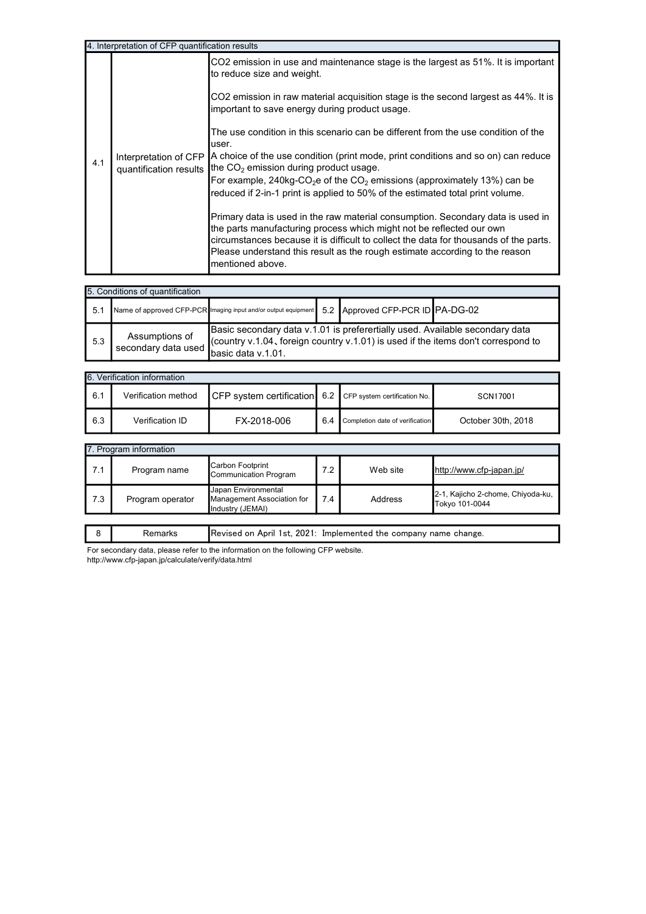| 4. Interpretation of CFP quantification results | | |
|---|---|---|
| 4.1 | Interpretation of CFP quantification results | CO2 emission in use and maintenance stage is the largest as 51%. It is important to reduce size and weight.<br><br>CO2 emission in raw material acquisition stage is the second largest as 44%. It is important to save energy during product usage.<br><br>The use condition in this scenario can be different from the use condition of the user.<br>A choice of the use condition (print mode, print conditions and so on) can reduce the $CO_2$ emission during product usage.<br>For example, 240kg-$CO_2$e of the $CO_2$ emissions (approximately 13%) can be reduced if 2-in-1 print is applied to 50% of the estimated total print volume.<br><br>Primary data is used in the raw material consumption. Secondary data is used in the parts manufacturing process which might not be reflected our own circumstances because it is difficult to collect the data for thousands of the parts. Please understand this result as the rough estimate according to the reason mentioned above. |

| 5. Conditions of quantification | | | | | |
|---|---|---|---|---|---|
| 5.1 | Name of approved CFP-PCR | Imaging input and/or output equipment | 5.2 | Approved CFP-PCR ID | PA-DG-02 |
| 5.3 | Assumptions of secondary data used | Basic secondary data v.1.01 is preferertially used. Available secondary data (country v.1.04、foreign country v.1.01) is used if the items don't correspond to basic data v.1.01. | | | |

| 6. Verification information | | | | | |
|---|---|---|---|---|---|
| 6.1 | Verification method | CFP system certification | 6.2 | CFP system certification No. | SCN17001 |
| 6.3 | Verification ID | FX-2018-006 | 6.4 | Completion date of verification | October 30th, 2018 |

| 7. Program information | | | | | |
|---|---|---|---|---|---|
| 7.1 | Program name | Carbon Footprint Communication Program | 7.2 | Web site | http://www.cfp-japan.jp/ |
| 7.3 | Program operator | Japan Environmental Management Association for Industry (JEMAI) | 7.4 | Address | 2-1, Kajicho 2-chome, Chiyoda-ku, Tokyo 101-0044 |

| | | |
|---|---|---|
| 8 | Remarks | Revised on April 1st, 2021: Implemented the company name change. |

For secondary data, please refer to the information on the following CFP website.
http://www.cfp-japan.jp/calculate/verify/data.html